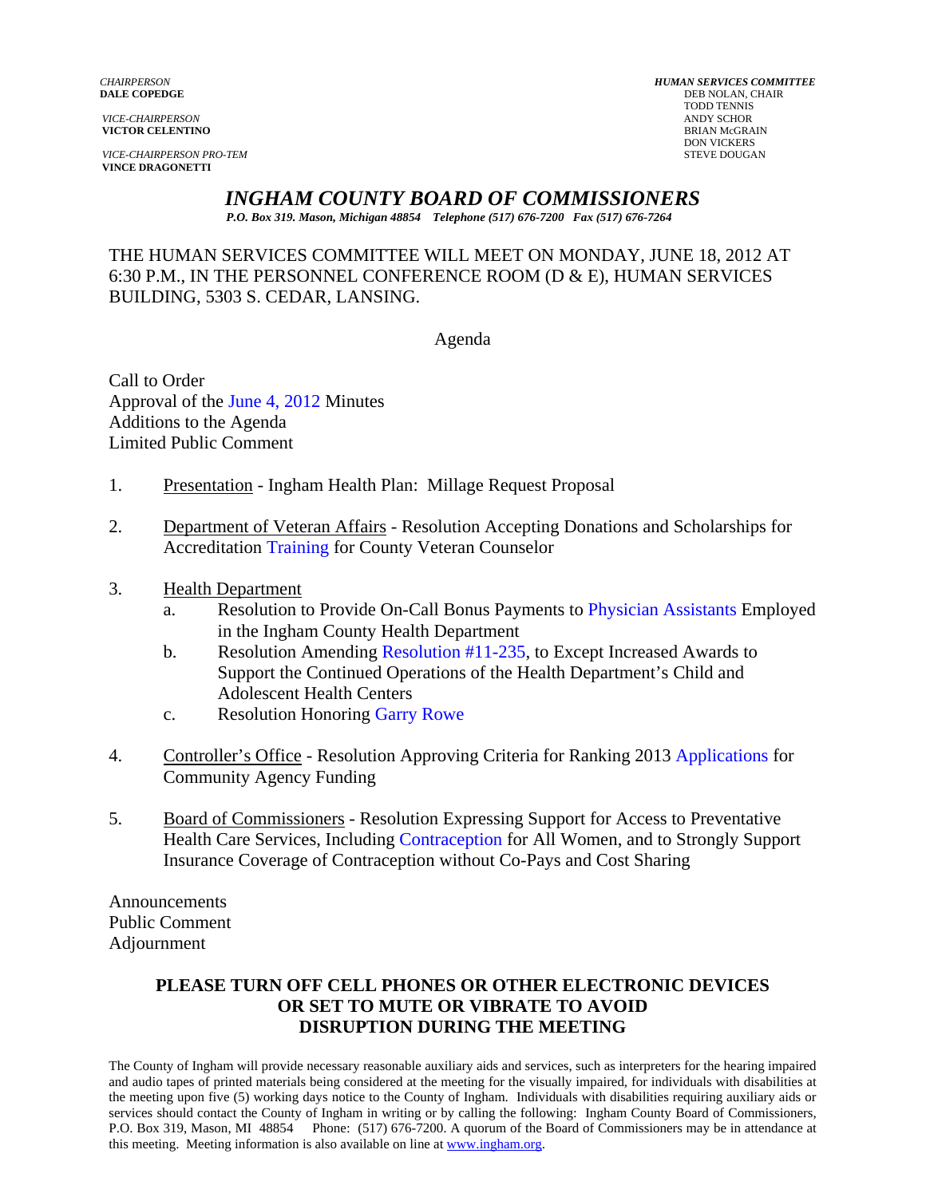*CHAIRPERSON*
**DALE COPEDGE**

*VICE-CHAIRPERSON*
**VICTOR CELENTINO**

*VICE-CHAIRPERSON PRO-TEM*
**VINCE DRAGONETTI**

***HUMAN SERVICES COMMITTEE***
DEB NOLAN, CHAIR
TODD TENNIS
ANDY SCHOR
BRIAN McGRAIN
DON VICKERS
STEVE DOUGAN

# *INGHAM COUNTY BOARD OF COMMISSIONERS*

*P.O. Box 319. Mason, Michigan 48854 Telephone (517) 676-7200 Fax (517) 676-7264*

THE HUMAN SERVICES COMMITTEE WILL MEET ON MONDAY, JUNE 18, 2012 AT 6:30 P.M., IN THE PERSONNEL CONFERENCE ROOM (D & E), HUMAN SERVICES BUILDING, 5303 S. CEDAR, LANSING.

Agenda

Call to Order
Approval of the June 4, 2012 Minutes
Additions to the Agenda
Limited Public Comment

1. Presentation - Ingham Health Plan: Millage Request Proposal

2. Department of Veteran Affairs - Resolution Accepting Donations and Scholarships for Accreditation Training for County Veteran Counselor

3. Health Department
   a. Resolution to Provide On-Call Bonus Payments to Physician Assistants Employed in the Ingham County Health Department
   b. Resolution Amending Resolution #11-235, to Except Increased Awards to Support the Continued Operations of the Health Department's Child and Adolescent Health Centers
   c. Resolution Honoring Garry Rowe

4. Controller's Office - Resolution Approving Criteria for Ranking 2013 Applications for Community Agency Funding

5. Board of Commissioners - Resolution Expressing Support for Access to Preventative Health Care Services, Including Contraception for All Women, and to Strongly Support Insurance Coverage of Contraception without Co-Pays and Cost Sharing

Announcements
Public Comment
Adjournment

**PLEASE TURN OFF CELL PHONES OR OTHER ELECTRONIC DEVICES OR SET TO MUTE OR VIBRATE TO AVOID DISRUPTION DURING THE MEETING**

The County of Ingham will provide necessary reasonable auxiliary aids and services, such as interpreters for the hearing impaired and audio tapes of printed materials being considered at the meeting for the visually impaired, for individuals with disabilities at the meeting upon five (5) working days notice to the County of Ingham. Individuals with disabilities requiring auxiliary aids or services should contact the County of Ingham in writing or by calling the following: Ingham County Board of Commissioners, P.O. Box 319, Mason, MI 48854 Phone: (517) 676-7200. A quorum of the Board of Commissioners may be in attendance at this meeting. Meeting information is also available on line at www.ingham.org.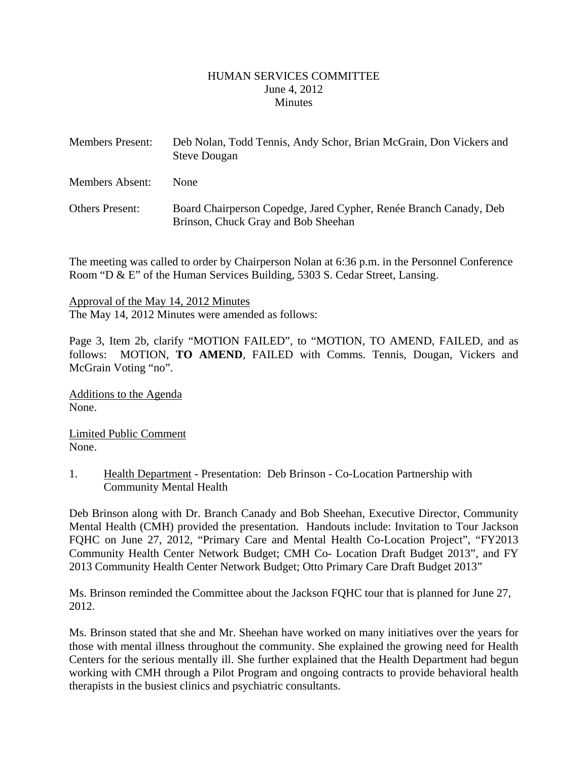# HUMAN SERVICES COMMITTEE
June 4, 2012
Minutes

| | |
|---|---|
| Members Present: | Deb Nolan, Todd Tennis, Andy Schor, Brian McGrain, Don Vickers and Steve Dougan |
| Members Absent: | None |
| Others Present: | Board Chairperson Copedge, Jared Cypher, Renée Branch Canady, Deb Brinson, Chuck Gray and Bob Sheehan |

The meeting was called to order by Chairperson Nolan at 6:36 p.m. in the Personnel Conference Room "D & E" of the Human Services Building, 5303 S. Cedar Street, Lansing.

Approval of the May 14, 2012 Minutes
The May 14, 2012 Minutes were amended as follows:

Page 3, Item 2b, clarify "MOTION FAILED", to "MOTION, TO AMEND, FAILED, and as follows: MOTION, **TO AMEND**, FAILED with Comms. Tennis, Dougan, Vickers and McGrain Voting "no".

Additions to the Agenda
None.

Limited Public Comment
None.

1. Health Department - Presentation: Deb Brinson - Co-Location Partnership with Community Mental Health

Deb Brinson along with Dr. Branch Canady and Bob Sheehan, Executive Director, Community Mental Health (CMH) provided the presentation. Handouts include: Invitation to Tour Jackson FQHC on June 27, 2012, "Primary Care and Mental Health Co-Location Project", "FY2013 Community Health Center Network Budget; CMH Co- Location Draft Budget 2013", and FY 2013 Community Health Center Network Budget; Otto Primary Care Draft Budget 2013"

Ms. Brinson reminded the Committee about the Jackson FQHC tour that is planned for June 27, 2012.

Ms. Brinson stated that she and Mr. Sheehan have worked on many initiatives over the years for those with mental illness throughout the community. She explained the growing need for Health Centers for the serious mentally ill. She further explained that the Health Department had begun working with CMH through a Pilot Program and ongoing contracts to provide behavioral health therapists in the busiest clinics and psychiatric consultants.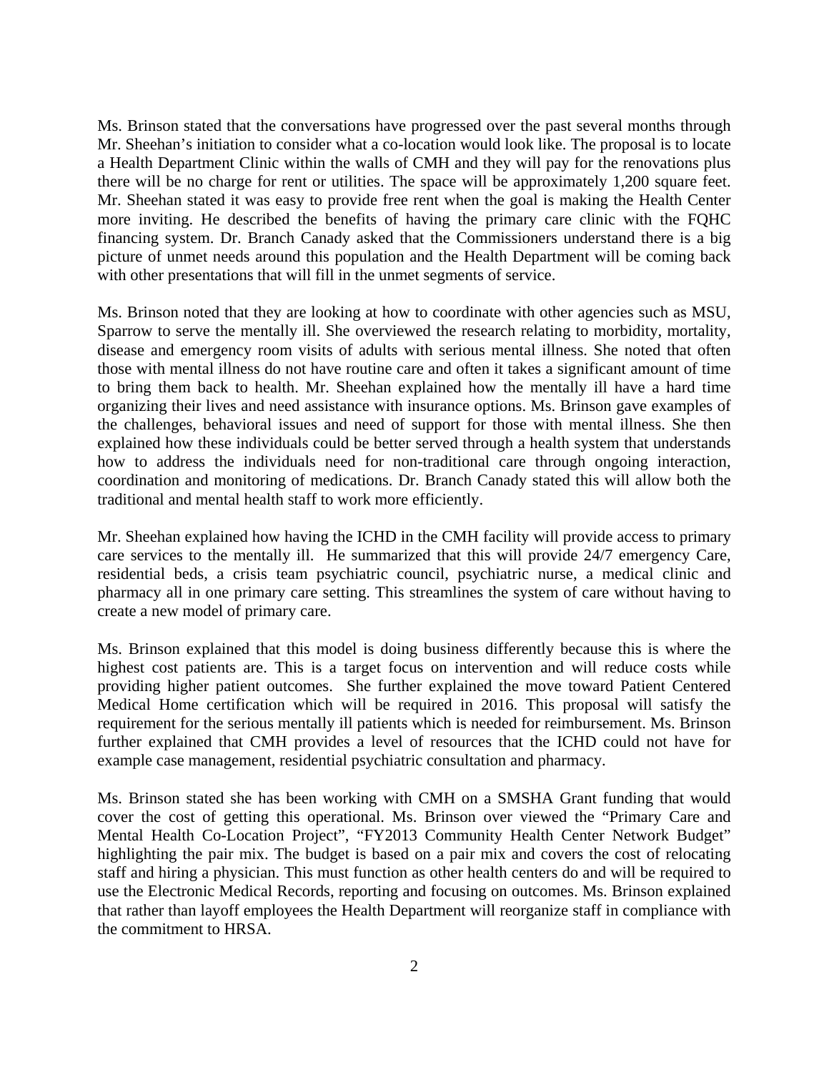Ms. Brinson stated that the conversations have progressed over the past several months through Mr. Sheehan's initiation to consider what a co-location would look like. The proposal is to locate a Health Department Clinic within the walls of CMH and they will pay for the renovations plus there will be no charge for rent or utilities. The space will be approximately 1,200 square feet. Mr. Sheehan stated it was easy to provide free rent when the goal is making the Health Center more inviting. He described the benefits of having the primary care clinic with the FQHC financing system. Dr. Branch Canady asked that the Commissioners understand there is a big picture of unmet needs around this population and the Health Department will be coming back with other presentations that will fill in the unmet segments of service.

Ms. Brinson noted that they are looking at how to coordinate with other agencies such as MSU, Sparrow to serve the mentally ill. She overviewed the research relating to morbidity, mortality, disease and emergency room visits of adults with serious mental illness. She noted that often those with mental illness do not have routine care and often it takes a significant amount of time to bring them back to health. Mr. Sheehan explained how the mentally ill have a hard time organizing their lives and need assistance with insurance options. Ms. Brinson gave examples of the challenges, behavioral issues and need of support for those with mental illness. She then explained how these individuals could be better served through a health system that understands how to address the individuals need for non-traditional care through ongoing interaction, coordination and monitoring of medications. Dr. Branch Canady stated this will allow both the traditional and mental health staff to work more efficiently.

Mr. Sheehan explained how having the ICHD in the CMH facility will provide access to primary care services to the mentally ill. He summarized that this will provide 24/7 emergency Care, residential beds, a crisis team psychiatric council, psychiatric nurse, a medical clinic and pharmacy all in one primary care setting. This streamlines the system of care without having to create a new model of primary care.

Ms. Brinson explained that this model is doing business differently because this is where the highest cost patients are. This is a target focus on intervention and will reduce costs while providing higher patient outcomes. She further explained the move toward Patient Centered Medical Home certification which will be required in 2016. This proposal will satisfy the requirement for the serious mentally ill patients which is needed for reimbursement. Ms. Brinson further explained that CMH provides a level of resources that the ICHD could not have for example case management, residential psychiatric consultation and pharmacy.

Ms. Brinson stated she has been working with CMH on a SMSHA Grant funding that would cover the cost of getting this operational. Ms. Brinson over viewed the "Primary Care and Mental Health Co-Location Project", "FY2013 Community Health Center Network Budget" highlighting the pair mix. The budget is based on a pair mix and covers the cost of relocating staff and hiring a physician. This must function as other health centers do and will be required to use the Electronic Medical Records, reporting and focusing on outcomes. Ms. Brinson explained that rather than layoff employees the Health Department will reorganize staff in compliance with the commitment to HRSA.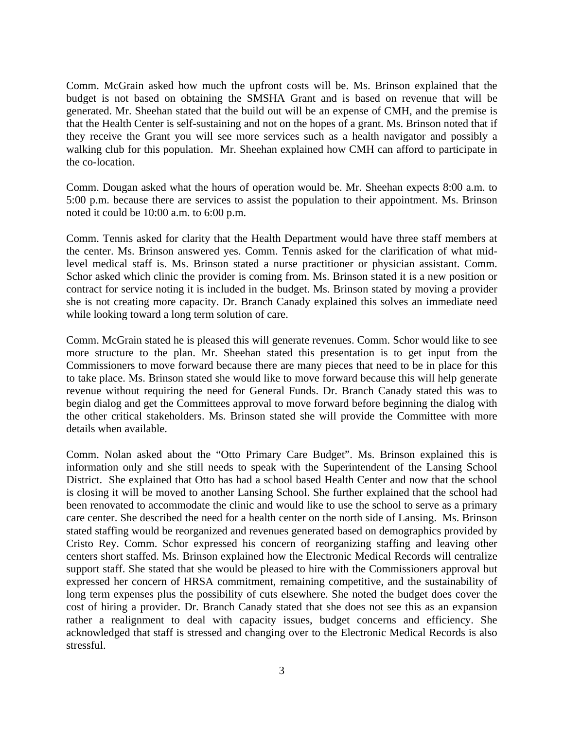Comm. McGrain asked how much the upfront costs will be. Ms. Brinson explained that the budget is not based on obtaining the SMSHA Grant and is based on revenue that will be generated. Mr. Sheehan stated that the build out will be an expense of CMH, and the premise is that the Health Center is self-sustaining and not on the hopes of a grant. Ms. Brinson noted that if they receive the Grant you will see more services such as a health navigator and possibly a walking club for this population. Mr. Sheehan explained how CMH can afford to participate in the co-location.

Comm. Dougan asked what the hours of operation would be. Mr. Sheehan expects 8:00 a.m. to 5:00 p.m. because there are services to assist the population to their appointment. Ms. Brinson noted it could be 10:00 a.m. to 6:00 p.m.

Comm. Tennis asked for clarity that the Health Department would have three staff members at the center. Ms. Brinson answered yes. Comm. Tennis asked for the clarification of what mid-level medical staff is. Ms. Brinson stated a nurse practitioner or physician assistant. Comm. Schor asked which clinic the provider is coming from. Ms. Brinson stated it is a new position or contract for service noting it is included in the budget. Ms. Brinson stated by moving a provider she is not creating more capacity. Dr. Branch Canady explained this solves an immediate need while looking toward a long term solution of care.

Comm. McGrain stated he is pleased this will generate revenues. Comm. Schor would like to see more structure to the plan. Mr. Sheehan stated this presentation is to get input from the Commissioners to move forward because there are many pieces that need to be in place for this to take place. Ms. Brinson stated she would like to move forward because this will help generate revenue without requiring the need for General Funds. Dr. Branch Canady stated this was to begin dialog and get the Committees approval to move forward before beginning the dialog with the other critical stakeholders. Ms. Brinson stated she will provide the Committee with more details when available.

Comm. Nolan asked about the "Otto Primary Care Budget". Ms. Brinson explained this is information only and she still needs to speak with the Superintendent of the Lansing School District. She explained that Otto has had a school based Health Center and now that the school is closing it will be moved to another Lansing School. She further explained that the school had been renovated to accommodate the clinic and would like to use the school to serve as a primary care center. She described the need for a health center on the north side of Lansing. Ms. Brinson stated staffing would be reorganized and revenues generated based on demographics provided by Cristo Rey. Comm. Schor expressed his concern of reorganizing staffing and leaving other centers short staffed. Ms. Brinson explained how the Electronic Medical Records will centralize support staff. She stated that she would be pleased to hire with the Commissioners approval but expressed her concern of HRSA commitment, remaining competitive, and the sustainability of long term expenses plus the possibility of cuts elsewhere. She noted the budget does cover the cost of hiring a provider. Dr. Branch Canady stated that she does not see this as an expansion rather a realignment to deal with capacity issues, budget concerns and efficiency. She acknowledged that staff is stressed and changing over to the Electronic Medical Records is also stressful.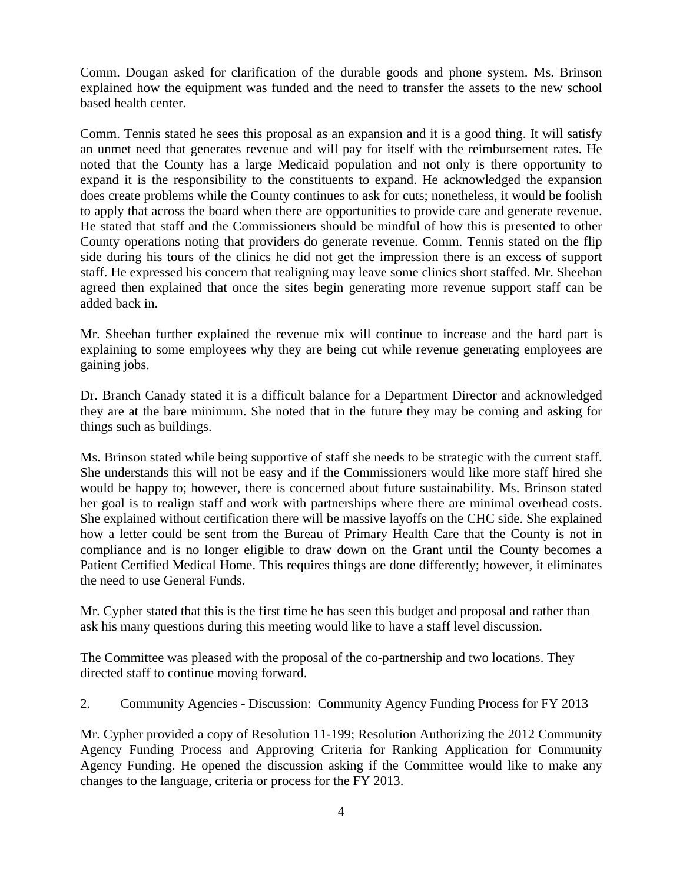Comm. Dougan asked for clarification of the durable goods and phone system. Ms. Brinson explained how the equipment was funded and the need to transfer the assets to the new school based health center.

Comm. Tennis stated he sees this proposal as an expansion and it is a good thing. It will satisfy an unmet need that generates revenue and will pay for itself with the reimbursement rates. He noted that the County has a large Medicaid population and not only is there opportunity to expand it is the responsibility to the constituents to expand. He acknowledged the expansion does create problems while the County continues to ask for cuts; nonetheless, it would be foolish to apply that across the board when there are opportunities to provide care and generate revenue. He stated that staff and the Commissioners should be mindful of how this is presented to other County operations noting that providers do generate revenue. Comm. Tennis stated on the flip side during his tours of the clinics he did not get the impression there is an excess of support staff. He expressed his concern that realigning may leave some clinics short staffed. Mr. Sheehan agreed then explained that once the sites begin generating more revenue support staff can be added back in.

Mr. Sheehan further explained the revenue mix will continue to increase and the hard part is explaining to some employees why they are being cut while revenue generating employees are gaining jobs.

Dr. Branch Canady stated it is a difficult balance for a Department Director and acknowledged they are at the bare minimum. She noted that in the future they may be coming and asking for things such as buildings.

Ms. Brinson stated while being supportive of staff she needs to be strategic with the current staff. She understands this will not be easy and if the Commissioners would like more staff hired she would be happy to; however, there is concerned about future sustainability. Ms. Brinson stated her goal is to realign staff and work with partnerships where there are minimal overhead costs. She explained without certification there will be massive layoffs on the CHC side. She explained how a letter could be sent from the Bureau of Primary Health Care that the County is not in compliance and is no longer eligible to draw down on the Grant until the County becomes a Patient Certified Medical Home. This requires things are done differently; however, it eliminates the need to use General Funds.

Mr. Cypher stated that this is the first time he has seen this budget and proposal and rather than ask his many questions during this meeting would like to have a staff level discussion.

The Committee was pleased with the proposal of the co-partnership and two locations. They directed staff to continue moving forward.

2. Community Agencies - Discussion: Community Agency Funding Process for FY 2013

Mr. Cypher provided a copy of Resolution 11-199; Resolution Authorizing the 2012 Community Agency Funding Process and Approving Criteria for Ranking Application for Community Agency Funding. He opened the discussion asking if the Committee would like to make any changes to the language, criteria or process for the FY 2013.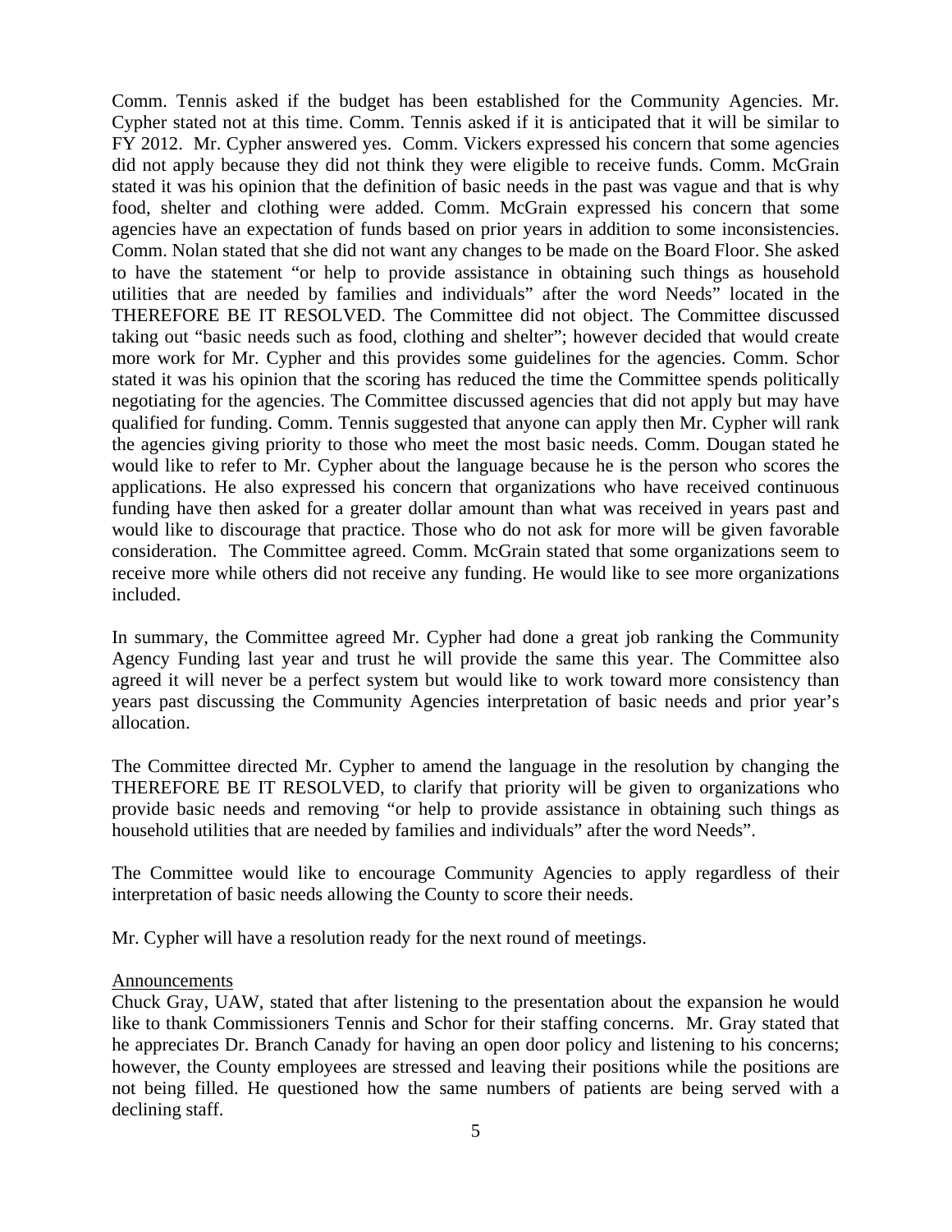Comm. Tennis asked if the budget has been established for the Community Agencies. Mr. Cypher stated not at this time. Comm. Tennis asked if it is anticipated that it will be similar to FY 2012. Mr. Cypher answered yes. Comm. Vickers expressed his concern that some agencies did not apply because they did not think they were eligible to receive funds. Comm. McGrain stated it was his opinion that the definition of basic needs in the past was vague and that is why food, shelter and clothing were added. Comm. McGrain expressed his concern that some agencies have an expectation of funds based on prior years in addition to some inconsistencies. Comm. Nolan stated that she did not want any changes to be made on the Board Floor. She asked to have the statement "or help to provide assistance in obtaining such things as household utilities that are needed by families and individuals" after the word Needs" located in the THEREFORE BE IT RESOLVED. The Committee did not object. The Committee discussed taking out "basic needs such as food, clothing and shelter"; however decided that would create more work for Mr. Cypher and this provides some guidelines for the agencies. Comm. Schor stated it was his opinion that the scoring has reduced the time the Committee spends politically negotiating for the agencies. The Committee discussed agencies that did not apply but may have qualified for funding. Comm. Tennis suggested that anyone can apply then Mr. Cypher will rank the agencies giving priority to those who meet the most basic needs. Comm. Dougan stated he would like to refer to Mr. Cypher about the language because he is the person who scores the applications. He also expressed his concern that organizations who have received continuous funding have then asked for a greater dollar amount than what was received in years past and would like to discourage that practice. Those who do not ask for more will be given favorable consideration. The Committee agreed. Comm. McGrain stated that some organizations seem to receive more while others did not receive any funding. He would like to see more organizations included.

In summary, the Committee agreed Mr. Cypher had done a great job ranking the Community Agency Funding last year and trust he will provide the same this year. The Committee also agreed it will never be a perfect system but would like to work toward more consistency than years past discussing the Community Agencies interpretation of basic needs and prior year's allocation.

The Committee directed Mr. Cypher to amend the language in the resolution by changing the THEREFORE BE IT RESOLVED, to clarify that priority will be given to organizations who provide basic needs and removing "or help to provide assistance in obtaining such things as household utilities that are needed by families and individuals" after the word Needs".

The Committee would like to encourage Community Agencies to apply regardless of their interpretation of basic needs allowing the County to score their needs.

Mr. Cypher will have a resolution ready for the next round of meetings.

Announcements

Chuck Gray, UAW, stated that after listening to the presentation about the expansion he would like to thank Commissioners Tennis and Schor for their staffing concerns. Mr. Gray stated that he appreciates Dr. Branch Canady for having an open door policy and listening to his concerns; however, the County employees are stressed and leaving their positions while the positions are not being filled. He questioned how the same numbers of patients are being served with a declining staff.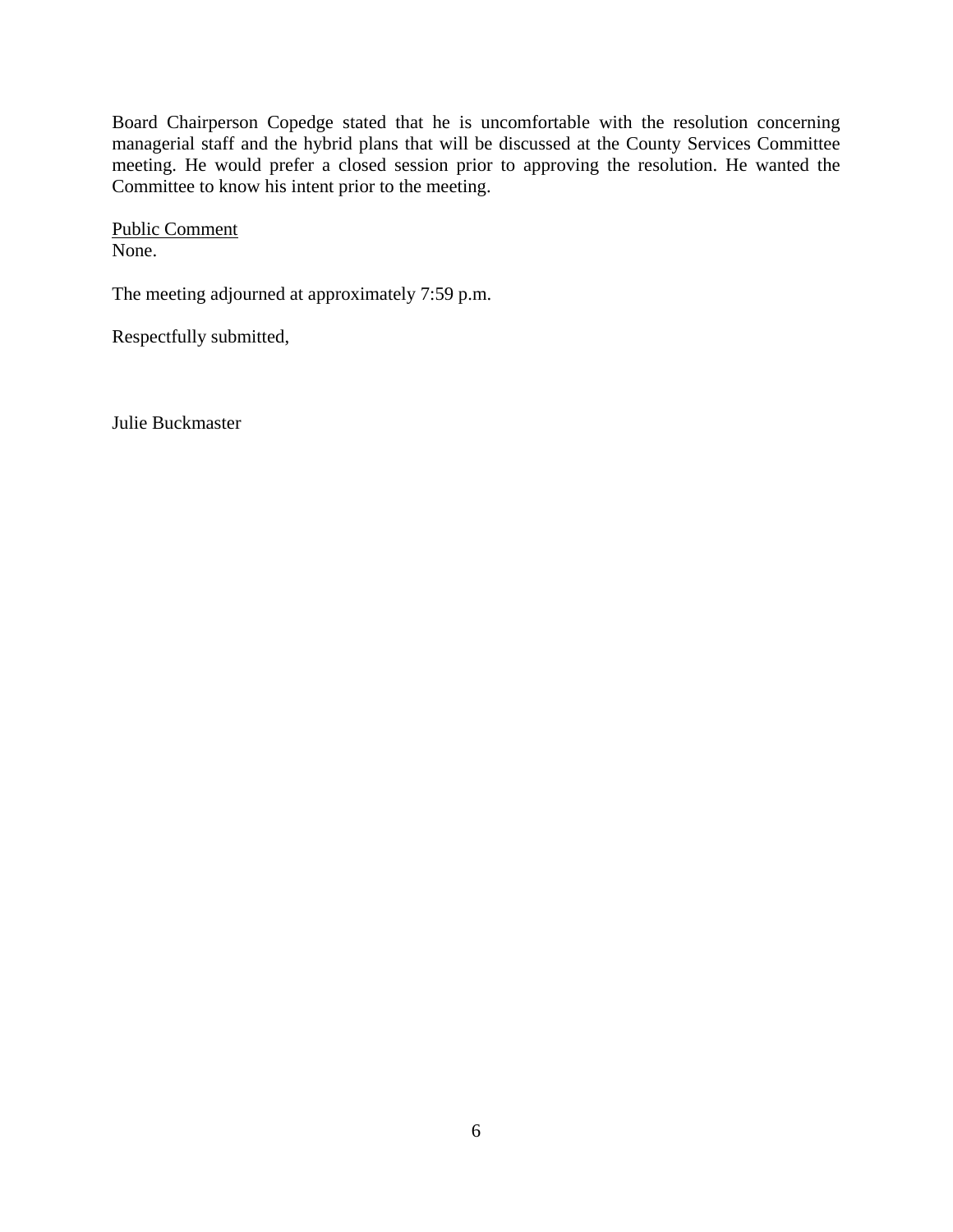Board Chairperson Copedge stated that he is uncomfortable with the resolution concerning managerial staff and the hybrid plans that will be discussed at the County Services Committee meeting. He would prefer a closed session prior to approving the resolution. He wanted the Committee to know his intent prior to the meeting.

Public Comment
None.

The meeting adjourned at approximately 7:59 p.m.

Respectfully submitted,

Julie Buckmaster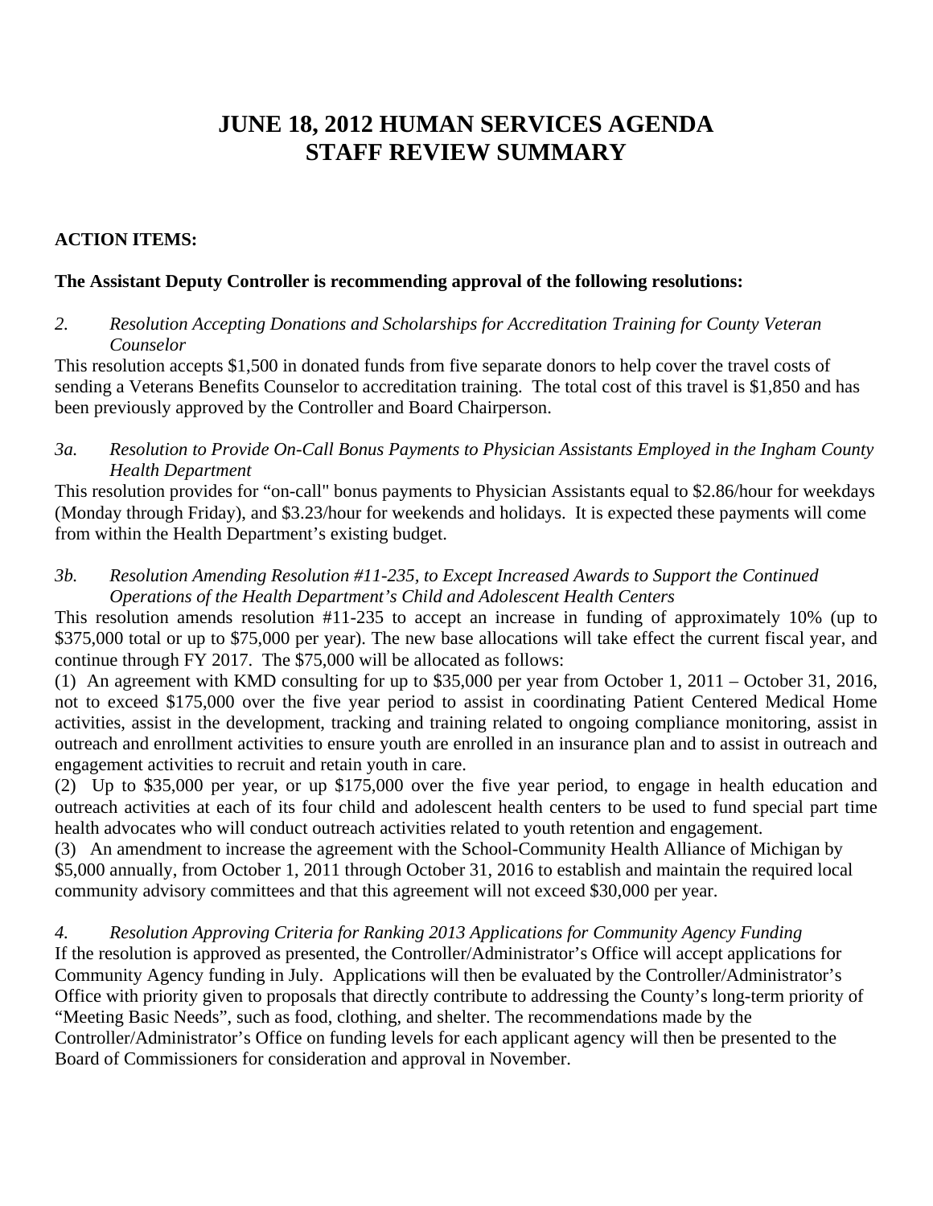# JUNE 18, 2012 HUMAN SERVICES AGENDA
# STAFF REVIEW SUMMARY

**ACTION ITEMS:**

**The Assistant Deputy Controller is recommending approval of the following resolutions:**

*2. Resolution Accepting Donations and Scholarships for Accreditation Training for County Veteran Counselor*

This resolution accepts $1,500 in donated funds from five separate donors to help cover the travel costs of sending a Veterans Benefits Counselor to accreditation training. The total cost of this travel is $1,850 and has been previously approved by the Controller and Board Chairperson.

*3a. Resolution to Provide On-Call Bonus Payments to Physician Assistants Employed in the Ingham County Health Department*

This resolution provides for "on-call" bonus payments to Physician Assistants equal to $2.86/hour for weekdays (Monday through Friday), and $3.23/hour for weekends and holidays. It is expected these payments will come from within the Health Department's existing budget.

*3b. Resolution Amending Resolution #11-235, to Except Increased Awards to Support the Continued Operations of the Health Department's Child and Adolescent Health Centers*

This resolution amends resolution #11-235 to accept an increase in funding of approximately 10% (up to $375,000 total or up to $75,000 per year). The new base allocations will take effect the current fiscal year, and continue through FY 2017. The $75,000 will be allocated as follows:

(1) An agreement with KMD consulting for up to $35,000 per year from October 1, 2011 – October 31, 2016, not to exceed $175,000 over the five year period to assist in coordinating Patient Centered Medical Home activities, assist in the development, tracking and training related to ongoing compliance monitoring, assist in outreach and enrollment activities to ensure youth are enrolled in an insurance plan and to assist in outreach and engagement activities to recruit and retain youth in care.

(2) Up to $35,000 per year, or up $175,000 over the five year period, to engage in health education and outreach activities at each of its four child and adolescent health centers to be used to fund special part time health advocates who will conduct outreach activities related to youth retention and engagement.

(3) An amendment to increase the agreement with the School-Community Health Alliance of Michigan by $5,000 annually, from October 1, 2011 through October 31, 2016 to establish and maintain the required local community advisory committees and that this agreement will not exceed $30,000 per year.

*4. Resolution Approving Criteria for Ranking 2013 Applications for Community Agency Funding*

If the resolution is approved as presented, the Controller/Administrator's Office will accept applications for Community Agency funding in July. Applications will then be evaluated by the Controller/Administrator's Office with priority given to proposals that directly contribute to addressing the County's long-term priority of "Meeting Basic Needs", such as food, clothing, and shelter. The recommendations made by the Controller/Administrator's Office on funding levels for each applicant agency will then be presented to the Board of Commissioners for consideration and approval in November.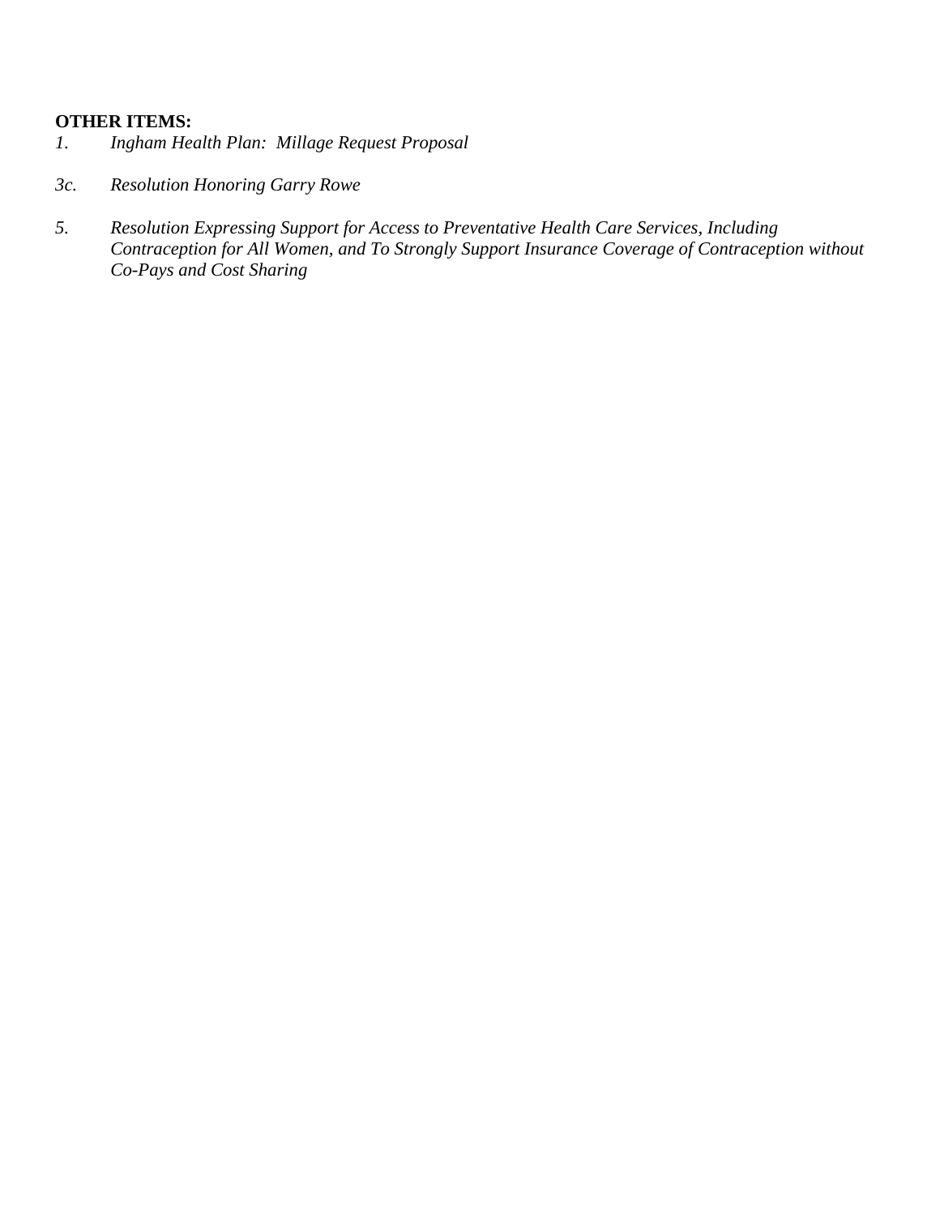**OTHER ITEMS:**

1. *Ingham Health Plan: Millage Request Proposal*

3c. *Resolution Honoring Garry Rowe*

5. *Resolution Expressing Support for Access to Preventative Health Care Services, Including Contraception for All Women, and To Strongly Support Insurance Coverage of Contraception without Co-Pays and Cost Sharing*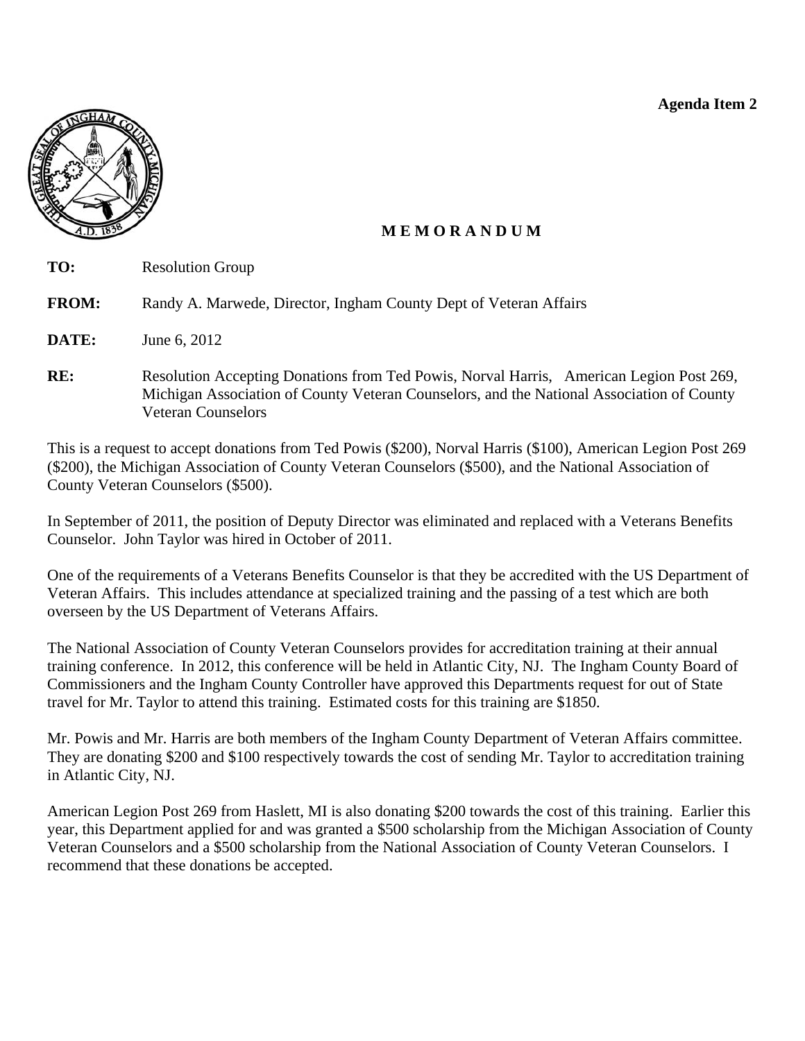**Agenda Item 2**

## M E M O R A N D U M

**TO:** Resolution Group

**FROM:** Randy A. Marwede, Director, Ingham County Dept of Veteran Affairs

**DATE:** June 6, 2012

**RE:** Resolution Accepting Donations from Ted Powis, Norval Harris, American Legion Post 269, Michigan Association of County Veteran Counselors, and the National Association of County Veteran Counselors

This is a request to accept donations from Ted Powis ($200), Norval Harris ($100), American Legion Post 269 ($200), the Michigan Association of County Veteran Counselors ($500), and the National Association of County Veteran Counselors ($500).

In September of 2011, the position of Deputy Director was eliminated and replaced with a Veterans Benefits Counselor. John Taylor was hired in October of 2011.

One of the requirements of a Veterans Benefits Counselor is that they be accredited with the US Department of Veteran Affairs. This includes attendance at specialized training and the passing of a test which are both overseen by the US Department of Veterans Affairs.

The National Association of County Veteran Counselors provides for accreditation training at their annual training conference. In 2012, this conference will be held in Atlantic City, NJ. The Ingham County Board of Commissioners and the Ingham County Controller have approved this Departments request for out of State travel for Mr. Taylor to attend this training. Estimated costs for this training are $1850.

Mr. Powis and Mr. Harris are both members of the Ingham County Department of Veteran Affairs committee. They are donating $200 and $100 respectively towards the cost of sending Mr. Taylor to accreditation training in Atlantic City, NJ.

American Legion Post 269 from Haslett, MI is also donating $200 towards the cost of this training. Earlier this year, this Department applied for and was granted a $500 scholarship from the Michigan Association of County Veteran Counselors and a $500 scholarship from the National Association of County Veteran Counselors. I recommend that these donations be accepted.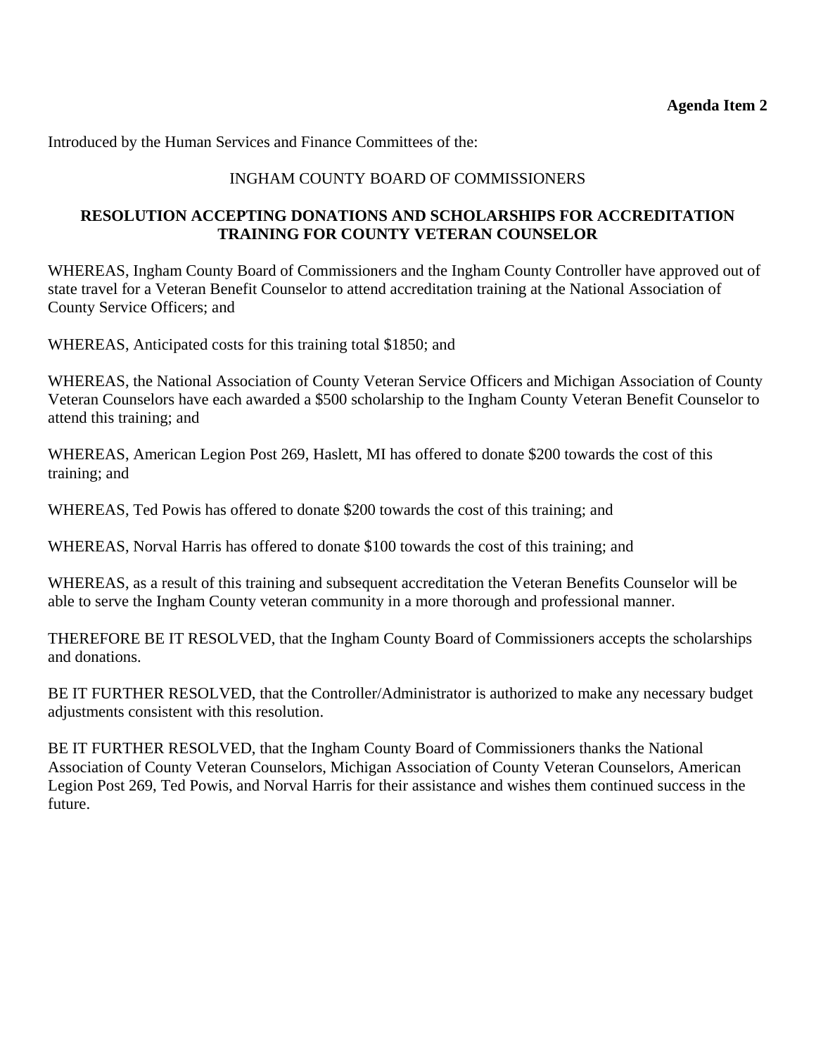**Agenda Item 2**

Introduced by the Human Services and Finance Committees of the:

INGHAM COUNTY BOARD OF COMMISSIONERS

**RESOLUTION ACCEPTING DONATIONS AND SCHOLARSHIPS FOR ACCREDITATION TRAINING FOR COUNTY VETERAN COUNSELOR**

WHEREAS, Ingham County Board of Commissioners and the Ingham County Controller have approved out of state travel for a Veteran Benefit Counselor to attend accreditation training at the National Association of County Service Officers; and

WHEREAS, Anticipated costs for this training total $1850; and

WHEREAS, the National Association of County Veteran Service Officers and Michigan Association of County Veteran Counselors have each awarded a $500 scholarship to the Ingham County Veteran Benefit Counselor to attend this training; and

WHEREAS, American Legion Post 269, Haslett, MI has offered to donate $200 towards the cost of this training; and

WHEREAS, Ted Powis has offered to donate $200 towards the cost of this training; and

WHEREAS, Norval Harris has offered to donate $100 towards the cost of this training; and

WHEREAS, as a result of this training and subsequent accreditation the Veteran Benefits Counselor will be able to serve the Ingham County veteran community in a more thorough and professional manner.

THEREFORE BE IT RESOLVED, that the Ingham County Board of Commissioners accepts the scholarships and donations.

BE IT FURTHER RESOLVED, that the Controller/Administrator is authorized to make any necessary budget adjustments consistent with this resolution.

BE IT FURTHER RESOLVED, that the Ingham County Board of Commissioners thanks the National Association of County Veteran Counselors, Michigan Association of County Veteran Counselors, American Legion Post 269, Ted Powis, and Norval Harris for their assistance and wishes them continued success in the future.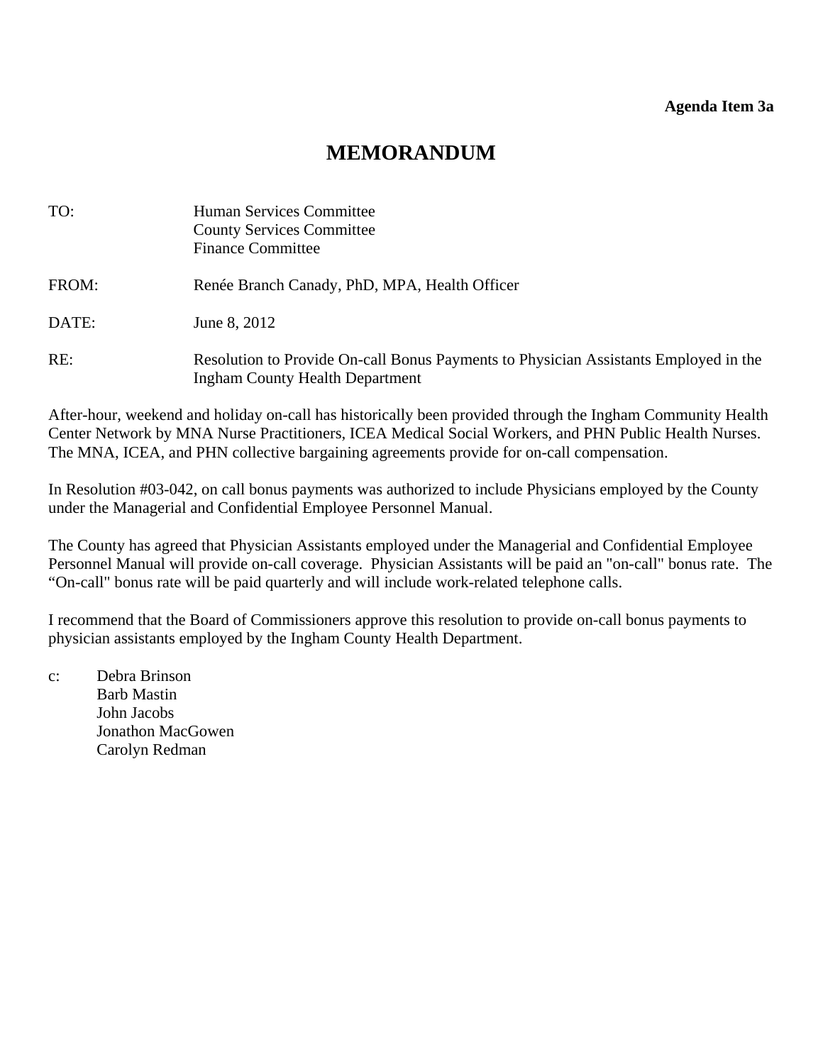**Agenda Item 3a**

# MEMORANDUM

TO: Human Services Committee
County Services Committee
Finance Committee

FROM: Renée Branch Canady, PhD, MPA, Health Officer

DATE: June 8, 2012

RE: Resolution to Provide On-call Bonus Payments to Physician Assistants Employed in the Ingham County Health Department

After-hour, weekend and holiday on-call has historically been provided through the Ingham Community Health Center Network by MNA Nurse Practitioners, ICEA Medical Social Workers, and PHN Public Health Nurses. The MNA, ICEA, and PHN collective bargaining agreements provide for on-call compensation.

In Resolution #03-042, on call bonus payments was authorized to include Physicians employed by the County under the Managerial and Confidential Employee Personnel Manual.

The County has agreed that Physician Assistants employed under the Managerial and Confidential Employee Personnel Manual will provide on-call coverage. Physician Assistants will be paid an "on-call" bonus rate. The "On-call" bonus rate will be paid quarterly and will include work-related telephone calls.

I recommend that the Board of Commissioners approve this resolution to provide on-call bonus payments to physician assistants employed by the Ingham County Health Department.

c: Debra Brinson
Barb Mastin
John Jacobs
Jonathon MacGowen
Carolyn Redman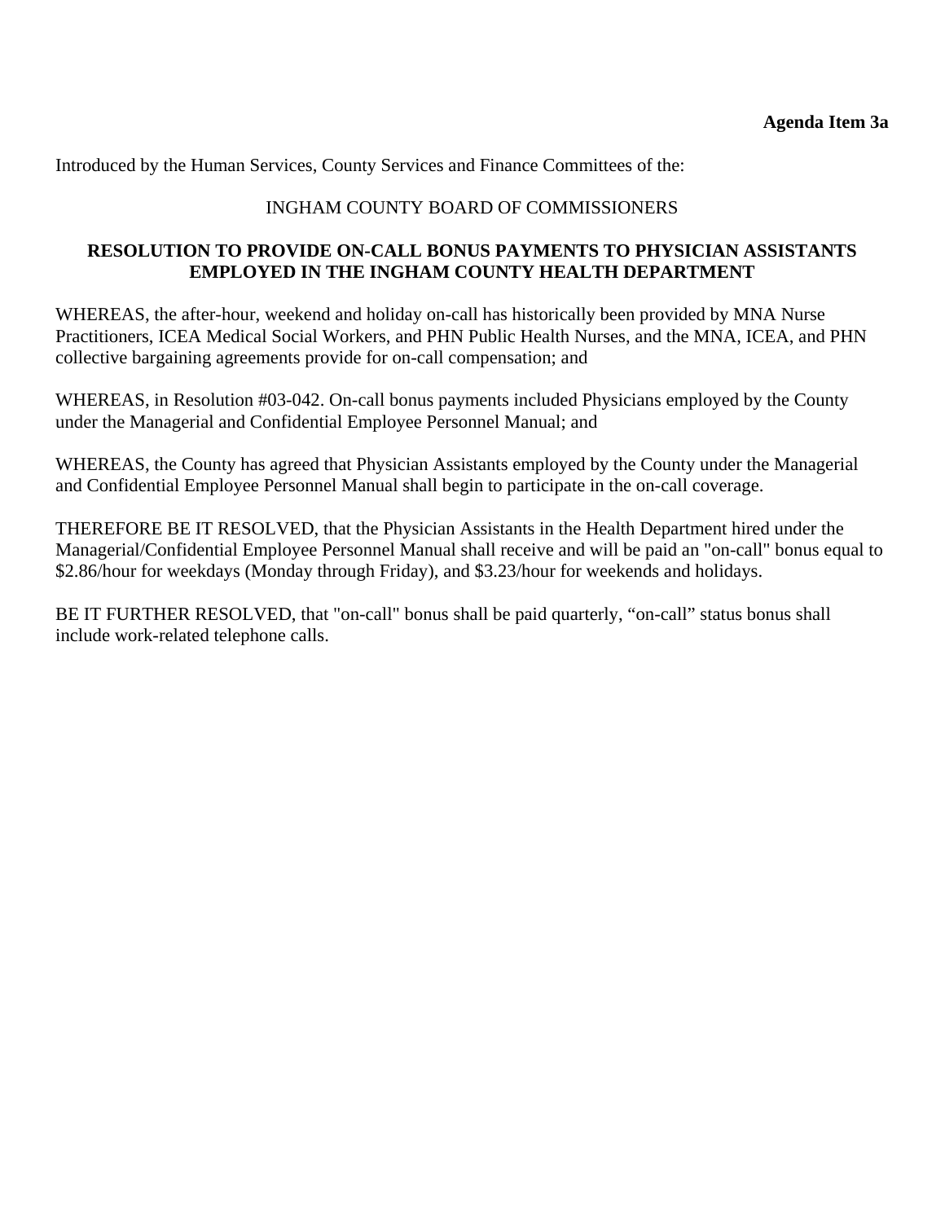**Agenda Item 3a**

Introduced by the Human Services, County Services and Finance Committees of the:

INGHAM COUNTY BOARD OF COMMISSIONERS

**RESOLUTION TO PROVIDE ON-CALL BONUS PAYMENTS TO PHYSICIAN ASSISTANTS EMPLOYED IN THE INGHAM COUNTY HEALTH DEPARTMENT**

WHEREAS, the after-hour, weekend and holiday on-call has historically been provided by MNA Nurse Practitioners, ICEA Medical Social Workers, and PHN Public Health Nurses, and the MNA, ICEA, and PHN collective bargaining agreements provide for on-call compensation; and

WHEREAS, in Resolution #03-042. On-call bonus payments included Physicians employed by the County under the Managerial and Confidential Employee Personnel Manual; and

WHEREAS, the County has agreed that Physician Assistants employed by the County under the Managerial and Confidential Employee Personnel Manual shall begin to participate in the on-call coverage.

THEREFORE BE IT RESOLVED, that the Physician Assistants in the Health Department hired under the Managerial/Confidential Employee Personnel Manual shall receive and will be paid an "on-call" bonus equal to $2.86/hour for weekdays (Monday through Friday), and $3.23/hour for weekends and holidays.

BE IT FURTHER RESOLVED, that "on-call" bonus shall be paid quarterly, “on-call” status bonus shall include work-related telephone calls.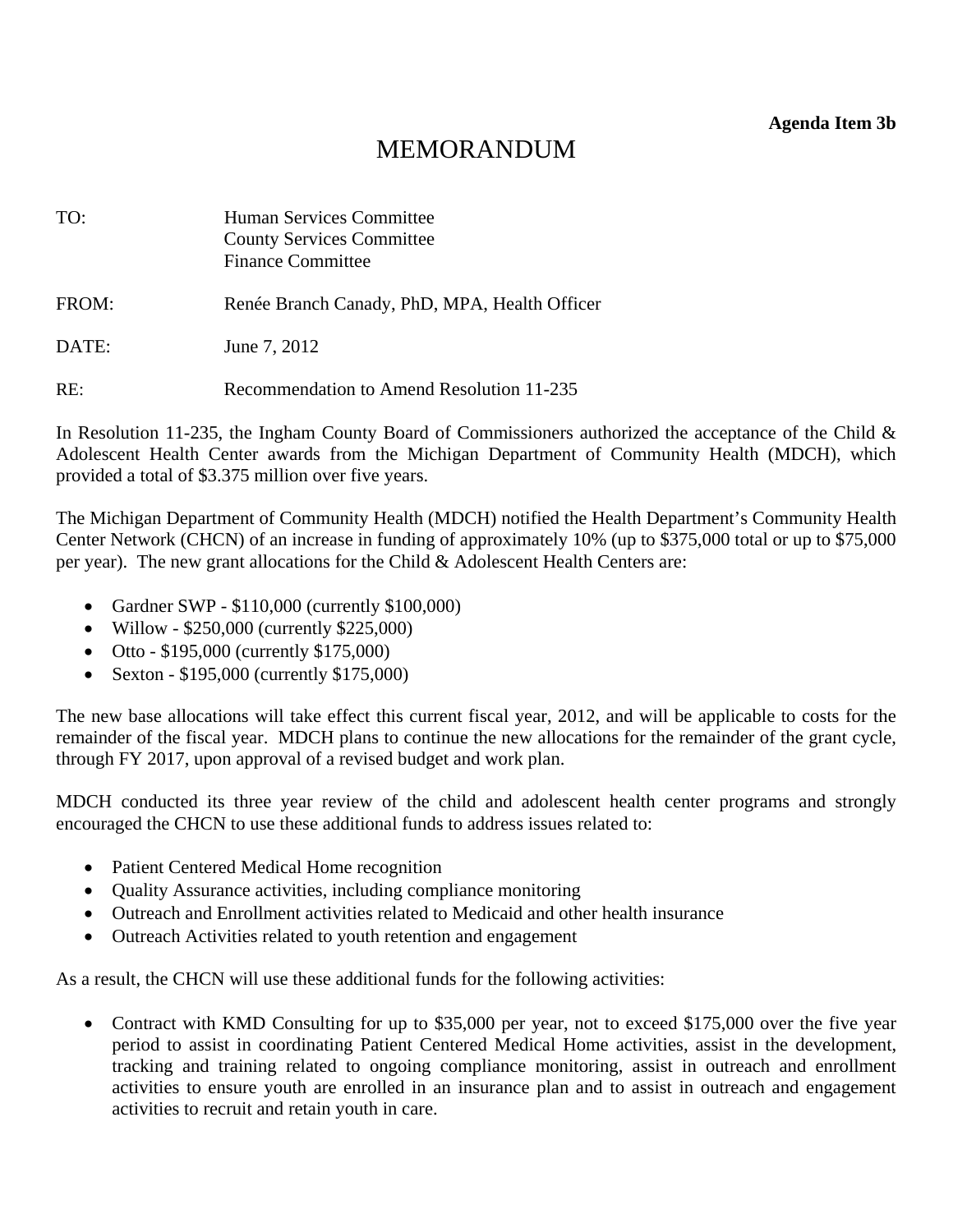**Agenda Item 3b**

# MEMORANDUM

TO: Human Services Committee
County Services Committee
Finance Committee

FROM: Renée Branch Canady, PhD, MPA, Health Officer

DATE: June 7, 2012

RE: Recommendation to Amend Resolution 11-235

In Resolution 11-235, the Ingham County Board of Commissioners authorized the acceptance of the Child & Adolescent Health Center awards from the Michigan Department of Community Health (MDCH), which provided a total of $3.375 million over five years.

The Michigan Department of Community Health (MDCH) notified the Health Department's Community Health Center Network (CHCN) of an increase in funding of approximately 10% (up to $375,000 total or up to $75,000 per year). The new grant allocations for the Child & Adolescent Health Centers are:

- Gardner SWP - $110,000 (currently $100,000)
- Willow - $250,000 (currently $225,000)
- Otto - $195,000 (currently $175,000)
- Sexton - $195,000 (currently $175,000)

The new base allocations will take effect this current fiscal year, 2012, and will be applicable to costs for the remainder of the fiscal year. MDCH plans to continue the new allocations for the remainder of the grant cycle, through FY 2017, upon approval of a revised budget and work plan.

MDCH conducted its three year review of the child and adolescent health center programs and strongly encouraged the CHCN to use these additional funds to address issues related to:

- Patient Centered Medical Home recognition
- Quality Assurance activities, including compliance monitoring
- Outreach and Enrollment activities related to Medicaid and other health insurance
- Outreach Activities related to youth retention and engagement

As a result, the CHCN will use these additional funds for the following activities:

- Contract with KMD Consulting for up to $35,000 per year, not to exceed $175,000 over the five year period to assist in coordinating Patient Centered Medical Home activities, assist in the development, tracking and training related to ongoing compliance monitoring, assist in outreach and enrollment activities to ensure youth are enrolled in an insurance plan and to assist in outreach and engagement activities to recruit and retain youth in care.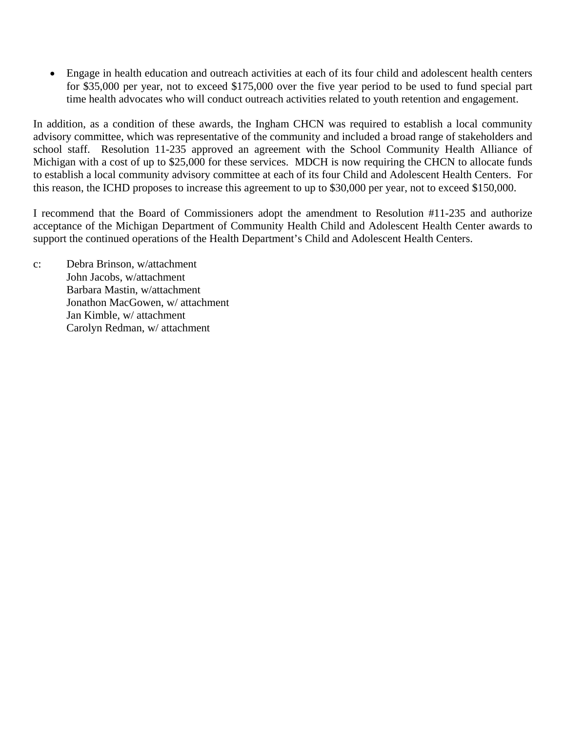- Engage in health education and outreach activities at each of its four child and adolescent health centers for $35,000 per year, not to exceed $175,000 over the five year period to be used to fund special part time health advocates who will conduct outreach activities related to youth retention and engagement.

In addition, as a condition of these awards, the Ingham CHCN was required to establish a local community advisory committee, which was representative of the community and included a broad range of stakeholders and school staff. Resolution 11-235 approved an agreement with the School Community Health Alliance of Michigan with a cost of up to $25,000 for these services. MDCH is now requiring the CHCN to allocate funds to establish a local community advisory committee at each of its four Child and Adolescent Health Centers. For this reason, the ICHD proposes to increase this agreement to up to $30,000 per year, not to exceed $150,000.

I recommend that the Board of Commissioners adopt the amendment to Resolution #11-235 and authorize acceptance of the Michigan Department of Community Health Child and Adolescent Health Center awards to support the continued operations of the Health Department's Child and Adolescent Health Centers.

c: Debra Brinson, w/attachment
John Jacobs, w/attachment
Barbara Mastin, w/attachment
Jonathon MacGowen, w/ attachment
Jan Kimble, w/ attachment
Carolyn Redman, w/ attachment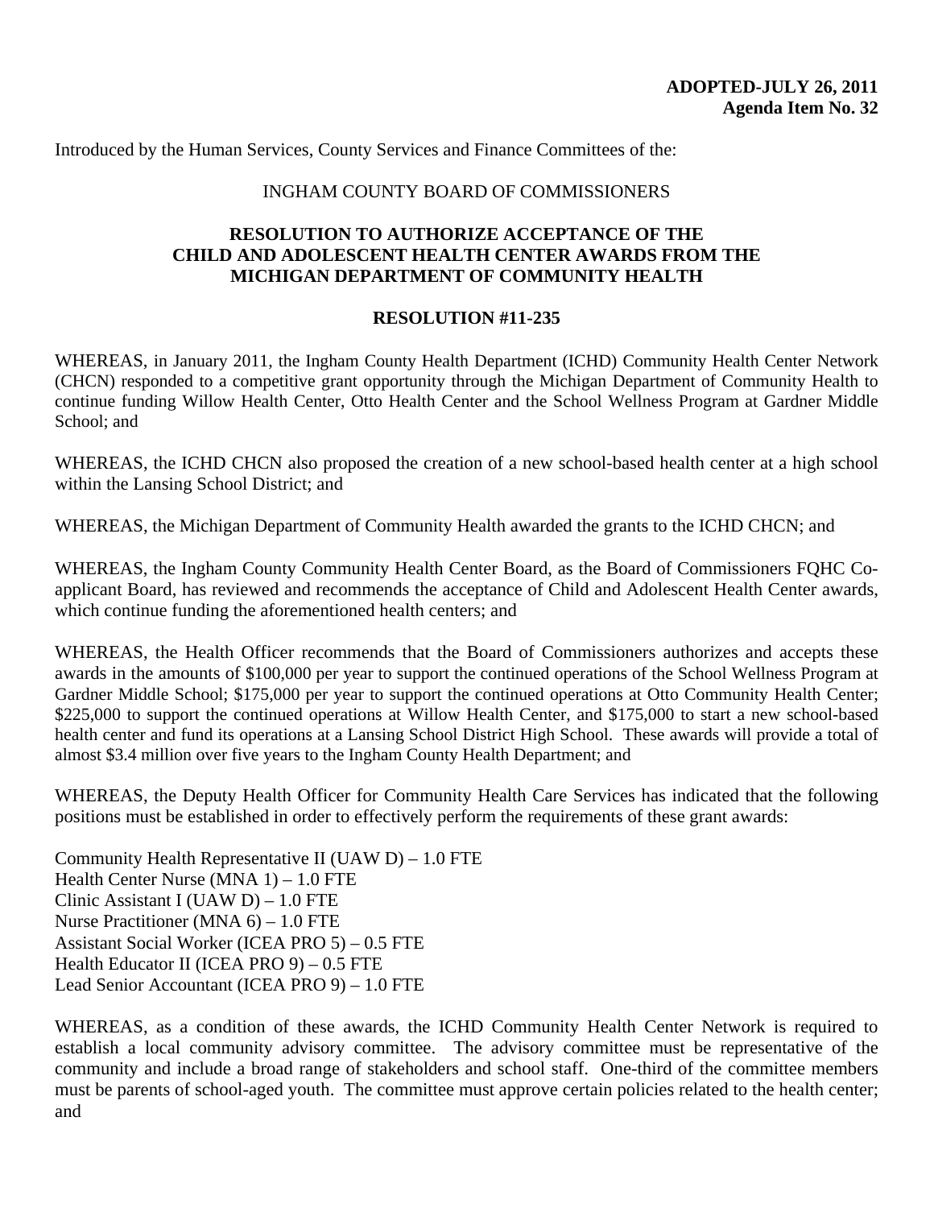**ADOPTED-JULY 26, 2011**
**Agenda Item No. 32**

Introduced by the Human Services, County Services and Finance Committees of the:

INGHAM COUNTY BOARD OF COMMISSIONERS

## RESOLUTION TO AUTHORIZE ACCEPTANCE OF THE CHILD AND ADOLESCENT HEALTH CENTER AWARDS FROM THE MICHIGAN DEPARTMENT OF COMMUNITY HEALTH

### RESOLUTION #11-235

WHEREAS, in January 2011, the Ingham County Health Department (ICHD) Community Health Center Network (CHCN) responded to a competitive grant opportunity through the Michigan Department of Community Health to continue funding Willow Health Center, Otto Health Center and the School Wellness Program at Gardner Middle School; and

WHEREAS, the ICHD CHCN also proposed the creation of a new school-based health center at a high school within the Lansing School District; and

WHEREAS, the Michigan Department of Community Health awarded the grants to the ICHD CHCN; and

WHEREAS, the Ingham County Community Health Center Board, as the Board of Commissioners FQHC Co-applicant Board, has reviewed and recommends the acceptance of Child and Adolescent Health Center awards, which continue funding the aforementioned health centers; and

WHEREAS, the Health Officer recommends that the Board of Commissioners authorizes and accepts these awards in the amounts of $100,000 per year to support the continued operations of the School Wellness Program at Gardner Middle School; $175,000 per year to support the continued operations at Otto Community Health Center; $225,000 to support the continued operations at Willow Health Center, and $175,000 to start a new school-based health center and fund its operations at a Lansing School District High School. These awards will provide a total of almost $3.4 million over five years to the Ingham County Health Department; and

WHEREAS, the Deputy Health Officer for Community Health Care Services has indicated that the following positions must be established in order to effectively perform the requirements of these grant awards:

Community Health Representative II (UAW D) – 1.0 FTE
Health Center Nurse (MNA 1) – 1.0 FTE
Clinic Assistant I (UAW D) – 1.0 FTE
Nurse Practitioner (MNA 6) – 1.0 FTE
Assistant Social Worker (ICEA PRO 5) – 0.5 FTE
Health Educator II (ICEA PRO 9) – 0.5 FTE
Lead Senior Accountant (ICEA PRO 9) – 1.0 FTE

WHEREAS, as a condition of these awards, the ICHD Community Health Center Network is required to establish a local community advisory committee. The advisory committee must be representative of the community and include a broad range of stakeholders and school staff. One-third of the committee members must be parents of school-aged youth. The committee must approve certain policies related to the health center; and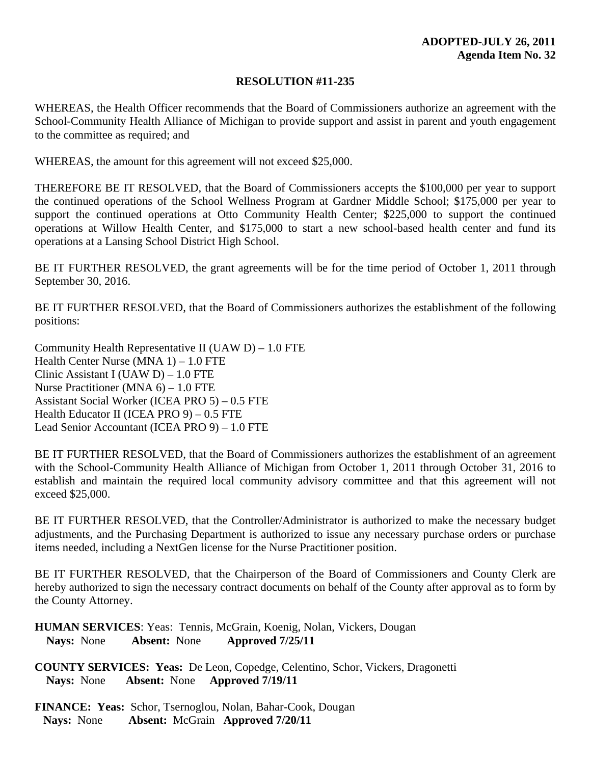**ADOPTED-JULY 26, 2011**
**Agenda Item No. 32**

**RESOLUTION #11-235**

WHEREAS, the Health Officer recommends that the Board of Commissioners authorize an agreement with the School-Community Health Alliance of Michigan to provide support and assist in parent and youth engagement to the committee as required; and

WHEREAS, the amount for this agreement will not exceed $25,000.

THEREFORE BE IT RESOLVED, that the Board of Commissioners accepts the $100,000 per year to support the continued operations of the School Wellness Program at Gardner Middle School; $175,000 per year to support the continued operations at Otto Community Health Center; $225,000 to support the continued operations at Willow Health Center, and $175,000 to start a new school-based health center and fund its operations at a Lansing School District High School.

BE IT FURTHER RESOLVED, the grant agreements will be for the time period of October 1, 2011 through September 30, 2016.

BE IT FURTHER RESOLVED, that the Board of Commissioners authorizes the establishment of the following positions:

Community Health Representative II (UAW D) – 1.0 FTE
Health Center Nurse (MNA 1) – 1.0 FTE
Clinic Assistant I (UAW D) – 1.0 FTE
Nurse Practitioner (MNA 6) – 1.0 FTE
Assistant Social Worker (ICEA PRO 5) – 0.5 FTE
Health Educator II (ICEA PRO 9) – 0.5 FTE
Lead Senior Accountant (ICEA PRO 9) – 1.0 FTE

BE IT FURTHER RESOLVED, that the Board of Commissioners authorizes the establishment of an agreement with the School-Community Health Alliance of Michigan from October 1, 2011 through October 31, 2016 to establish and maintain the required local community advisory committee and that this agreement will not exceed $25,000.

BE IT FURTHER RESOLVED, that the Controller/Administrator is authorized to make the necessary budget adjustments, and the Purchasing Department is authorized to issue any necessary purchase orders or purchase items needed, including a NextGen license for the Nurse Practitioner position.

BE IT FURTHER RESOLVED, that the Chairperson of the Board of Commissioners and County Clerk are hereby authorized to sign the necessary contract documents on behalf of the County after approval as to form by the County Attorney.

**HUMAN SERVICES**: Yeas: Tennis, McGrain, Koenig, Nolan, Vickers, Dougan
**Nays:** None **Absent:** None **Approved 7/25/11**

**COUNTY SERVICES: Yeas:** De Leon, Copedge, Celentino, Schor, Vickers, Dragonetti
**Nays:** None **Absent:** None **Approved 7/19/11**

**FINANCE: Yeas:** Schor, Tsernoglou, Nolan, Bahar-Cook, Dougan
**Nays:** None **Absent:** McGrain **Approved 7/20/11**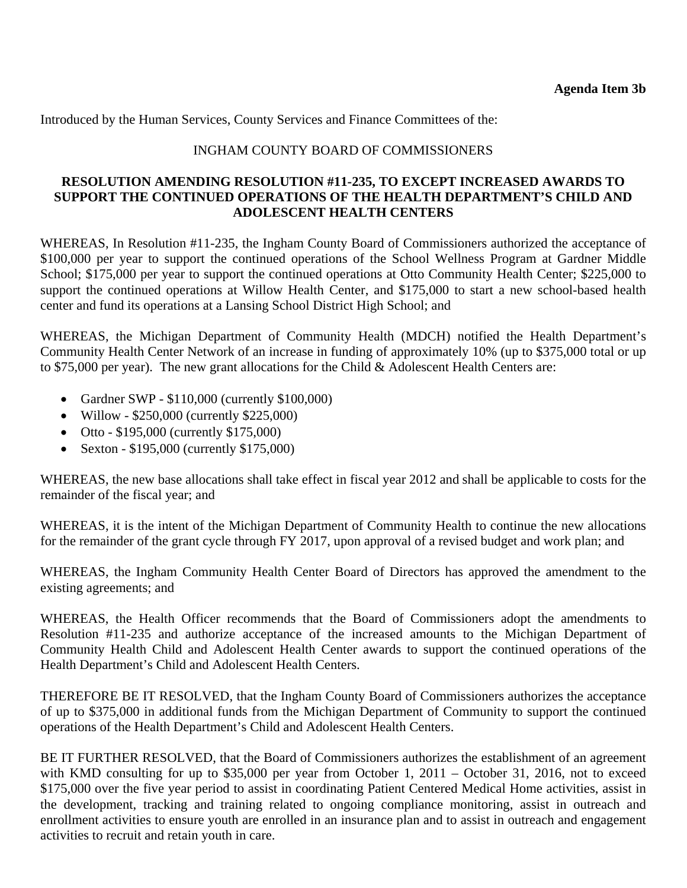**Agenda Item 3b**

Introduced by the Human Services, County Services and Finance Committees of the:

INGHAM COUNTY BOARD OF COMMISSIONERS

**RESOLUTION AMENDING RESOLUTION #11-235, TO EXCEPT INCREASED AWARDS TO SUPPORT THE CONTINUED OPERATIONS OF THE HEALTH DEPARTMENT'S CHILD AND ADOLESCENT HEALTH CENTERS**

WHEREAS, In Resolution #11-235, the Ingham County Board of Commissioners authorized the acceptance of $100,000 per year to support the continued operations of the School Wellness Program at Gardner Middle School; $175,000 per year to support the continued operations at Otto Community Health Center; $225,000 to support the continued operations at Willow Health Center, and $175,000 to start a new school-based health center and fund its operations at a Lansing School District High School; and

WHEREAS, the Michigan Department of Community Health (MDCH) notified the Health Department's Community Health Center Network of an increase in funding of approximately 10% (up to $375,000 total or up to $75,000 per year). The new grant allocations for the Child & Adolescent Health Centers are:

- Gardner SWP - $110,000 (currently $100,000)
- Willow - $250,000 (currently $225,000)
- Otto - $195,000 (currently $175,000)
- Sexton - $195,000 (currently $175,000)

WHEREAS, the new base allocations shall take effect in fiscal year 2012 and shall be applicable to costs for the remainder of the fiscal year; and

WHEREAS, it is the intent of the Michigan Department of Community Health to continue the new allocations for the remainder of the grant cycle through FY 2017, upon approval of a revised budget and work plan; and

WHEREAS, the Ingham Community Health Center Board of Directors has approved the amendment to the existing agreements; and

WHEREAS, the Health Officer recommends that the Board of Commissioners adopt the amendments to Resolution #11-235 and authorize acceptance of the increased amounts to the Michigan Department of Community Health Child and Adolescent Health Center awards to support the continued operations of the Health Department's Child and Adolescent Health Centers.

THEREFORE BE IT RESOLVED, that the Ingham County Board of Commissioners authorizes the acceptance of up to $375,000 in additional funds from the Michigan Department of Community to support the continued operations of the Health Department's Child and Adolescent Health Centers.

BE IT FURTHER RESOLVED, that the Board of Commissioners authorizes the establishment of an agreement with KMD consulting for up to $35,000 per year from October 1, 2011 – October 31, 2016, not to exceed $175,000 over the five year period to assist in coordinating Patient Centered Medical Home activities, assist in the development, tracking and training related to ongoing compliance monitoring, assist in outreach and enrollment activities to ensure youth are enrolled in an insurance plan and to assist in outreach and engagement activities to recruit and retain youth in care.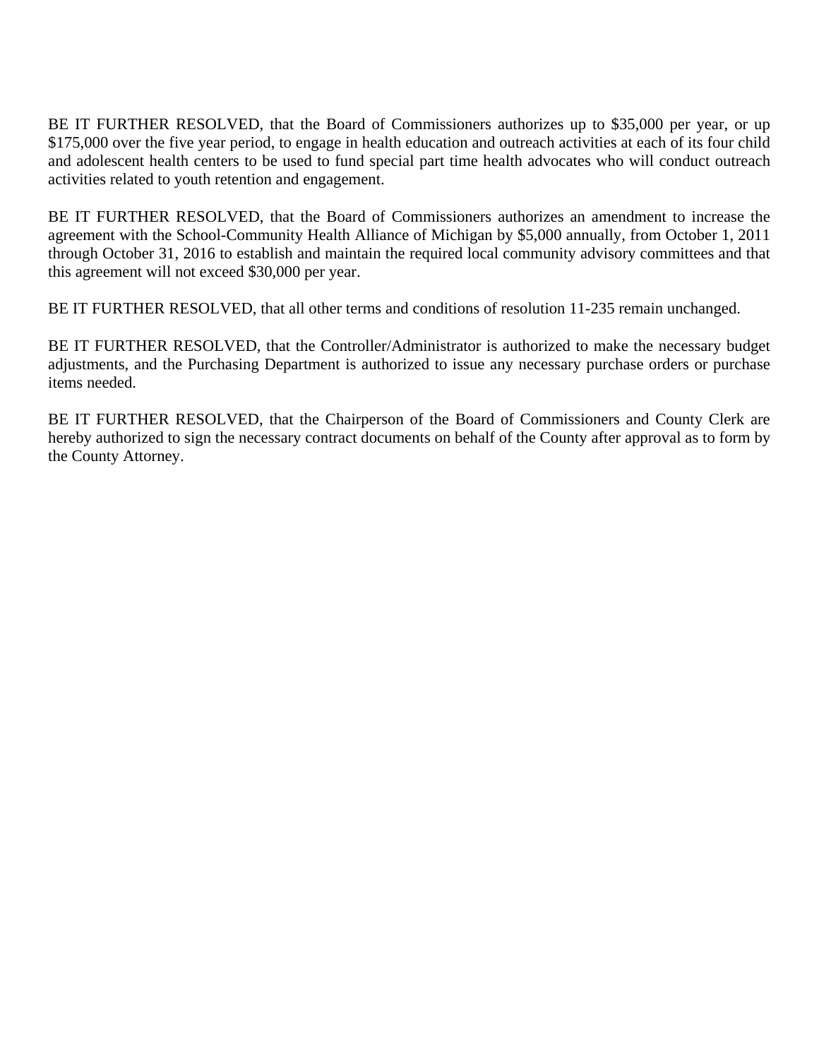BE IT FURTHER RESOLVED, that the Board of Commissioners authorizes up to $35,000 per year, or up $175,000 over the five year period, to engage in health education and outreach activities at each of its four child and adolescent health centers to be used to fund special part time health advocates who will conduct outreach activities related to youth retention and engagement.

BE IT FURTHER RESOLVED, that the Board of Commissioners authorizes an amendment to increase the agreement with the School-Community Health Alliance of Michigan by $5,000 annually, from October 1, 2011 through October 31, 2016 to establish and maintain the required local community advisory committees and that this agreement will not exceed $30,000 per year.

BE IT FURTHER RESOLVED, that all other terms and conditions of resolution 11-235 remain unchanged.

BE IT FURTHER RESOLVED, that the Controller/Administrator is authorized to make the necessary budget adjustments, and the Purchasing Department is authorized to issue any necessary purchase orders or purchase items needed.

BE IT FURTHER RESOLVED, that the Chairperson of the Board of Commissioners and County Clerk are hereby authorized to sign the necessary contract documents on behalf of the County after approval as to form by the County Attorney.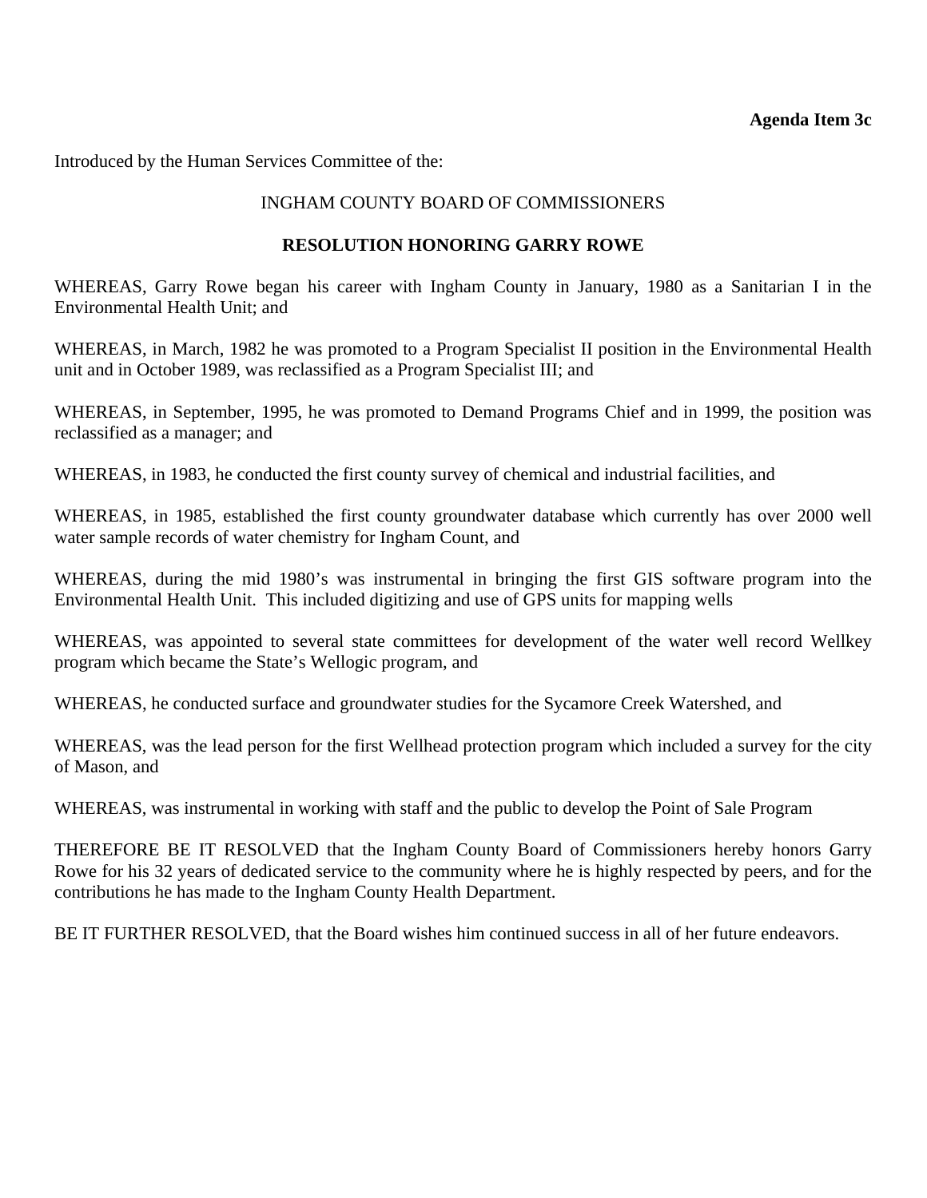**Agenda Item 3c**

Introduced by the Human Services Committee of the:

INGHAM COUNTY BOARD OF COMMISSIONERS

**RESOLUTION HONORING GARRY ROWE**

WHEREAS, Garry Rowe began his career with Ingham County in January, 1980 as a Sanitarian I in the Environmental Health Unit; and

WHEREAS, in March, 1982 he was promoted to a Program Specialist II position in the Environmental Health unit and in October 1989, was reclassified as a Program Specialist III; and

WHEREAS, in September, 1995, he was promoted to Demand Programs Chief and in 1999, the position was reclassified as a manager; and

WHEREAS, in 1983, he conducted the first county survey of chemical and industrial facilities, and

WHEREAS, in 1985, established the first county groundwater database which currently has over 2000 well water sample records of water chemistry for Ingham Count, and

WHEREAS, during the mid 1980's was instrumental in bringing the first GIS software program into the Environmental Health Unit. This included digitizing and use of GPS units for mapping wells

WHEREAS, was appointed to several state committees for development of the water well record Wellkey program which became the State's Wellogic program, and

WHEREAS, he conducted surface and groundwater studies for the Sycamore Creek Watershed, and

WHEREAS, was the lead person for the first Wellhead protection program which included a survey for the city of Mason, and

WHEREAS, was instrumental in working with staff and the public to develop the Point of Sale Program

THEREFORE BE IT RESOLVED that the Ingham County Board of Commissioners hereby honors Garry Rowe for his 32 years of dedicated service to the community where he is highly respected by peers, and for the contributions he has made to the Ingham County Health Department.

BE IT FURTHER RESOLVED, that the Board wishes him continued success in all of her future endeavors.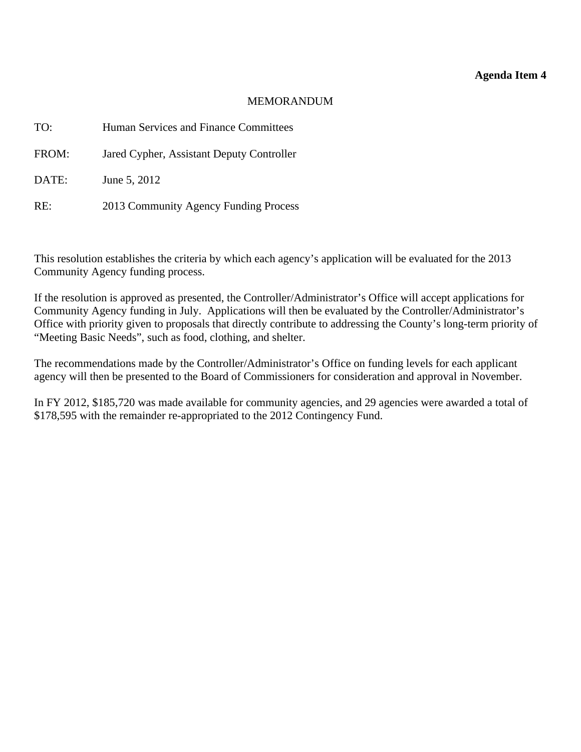**Agenda Item 4**

MEMORANDUM

TO: Human Services and Finance Committees

FROM: Jared Cypher, Assistant Deputy Controller

DATE: June 5, 2012

RE: 2013 Community Agency Funding Process

This resolution establishes the criteria by which each agency's application will be evaluated for the 2013 Community Agency funding process.

If the resolution is approved as presented, the Controller/Administrator's Office will accept applications for Community Agency funding in July. Applications will then be evaluated by the Controller/Administrator's Office with priority given to proposals that directly contribute to addressing the County's long-term priority of "Meeting Basic Needs", such as food, clothing, and shelter.

The recommendations made by the Controller/Administrator's Office on funding levels for each applicant agency will then be presented to the Board of Commissioners for consideration and approval in November.

In FY 2012, $185,720 was made available for community agencies, and 29 agencies were awarded a total of $178,595 with the remainder re-appropriated to the 2012 Contingency Fund.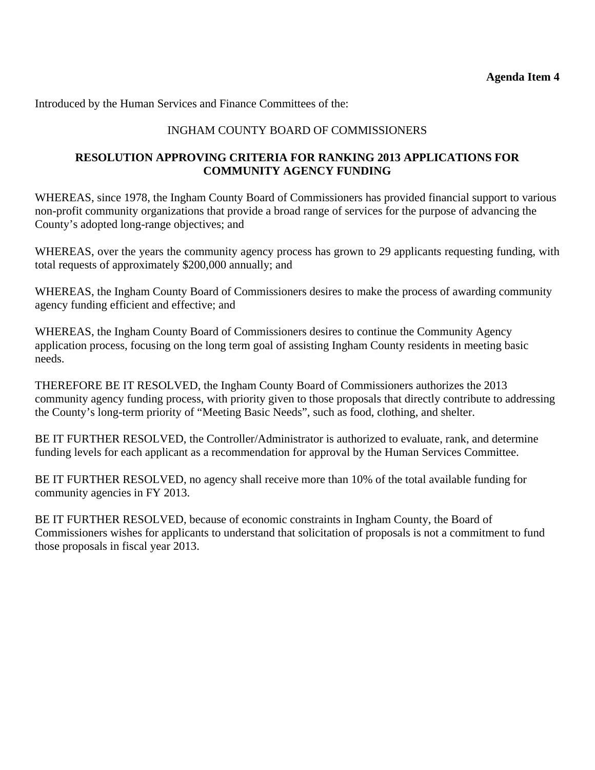**Agenda Item 4**

Introduced by the Human Services and Finance Committees of the:

INGHAM COUNTY BOARD OF COMMISSIONERS

**RESOLUTION APPROVING CRITERIA FOR RANKING 2013 APPLICATIONS FOR COMMUNITY AGENCY FUNDING**

WHEREAS, since 1978, the Ingham County Board of Commissioners has provided financial support to various non-profit community organizations that provide a broad range of services for the purpose of advancing the County's adopted long-range objectives; and

WHEREAS, over the years the community agency process has grown to 29 applicants requesting funding, with total requests of approximately $200,000 annually; and

WHEREAS, the Ingham County Board of Commissioners desires to make the process of awarding community agency funding efficient and effective; and

WHEREAS, the Ingham County Board of Commissioners desires to continue the Community Agency application process, focusing on the long term goal of assisting Ingham County residents in meeting basic needs.

THEREFORE BE IT RESOLVED, the Ingham County Board of Commissioners authorizes the 2013 community agency funding process, with priority given to those proposals that directly contribute to addressing the County's long-term priority of "Meeting Basic Needs", such as food, clothing, and shelter.

BE IT FURTHER RESOLVED, the Controller/Administrator is authorized to evaluate, rank, and determine funding levels for each applicant as a recommendation for approval by the Human Services Committee.

BE IT FURTHER RESOLVED, no agency shall receive more than 10% of the total available funding for community agencies in FY 2013.

BE IT FURTHER RESOLVED, because of economic constraints in Ingham County, the Board of Commissioners wishes for applicants to understand that solicitation of proposals is not a commitment to fund those proposals in fiscal year 2013.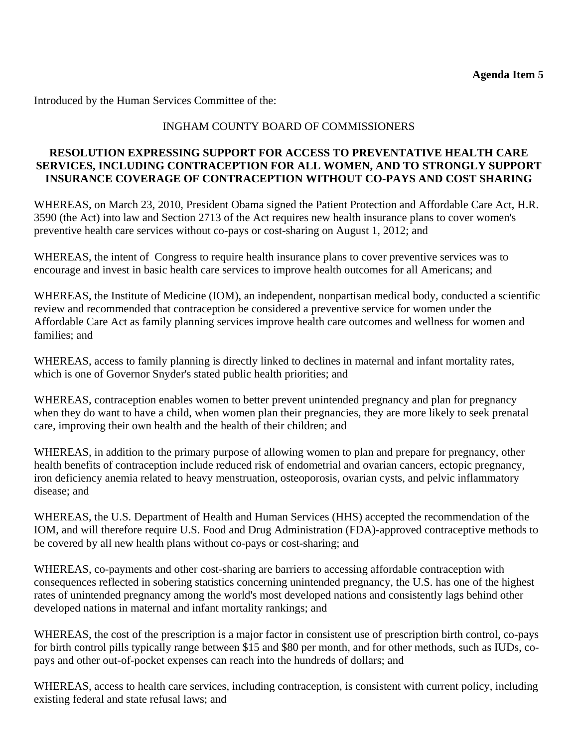**Agenda Item 5**

Introduced by the Human Services Committee of the:

INGHAM COUNTY BOARD OF COMMISSIONERS

**RESOLUTION EXPRESSING SUPPORT FOR ACCESS TO PREVENTATIVE HEALTH CARE SERVICES, INCLUDING CONTRACEPTION FOR ALL WOMEN, AND TO STRONGLY SUPPORT INSURANCE COVERAGE OF CONTRACEPTION WITHOUT CO-PAYS AND COST SHARING**

WHEREAS, on March 23, 2010, President Obama signed the Patient Protection and Affordable Care Act, H.R. 3590 (the Act) into law and Section 2713 of the Act requires new health insurance plans to cover women's preventive health care services without co-pays or cost-sharing on August 1, 2012; and

WHEREAS, the intent of Congress to require health insurance plans to cover preventive services was to encourage and invest in basic health care services to improve health outcomes for all Americans; and

WHEREAS, the Institute of Medicine (IOM), an independent, nonpartisan medical body, conducted a scientific review and recommended that contraception be considered a preventive service for women under the Affordable Care Act as family planning services improve health care outcomes and wellness for women and families; and

WHEREAS, access to family planning is directly linked to declines in maternal and infant mortality rates, which is one of Governor Snyder's stated public health priorities; and

WHEREAS, contraception enables women to better prevent unintended pregnancy and plan for pregnancy when they do want to have a child, when women plan their pregnancies, they are more likely to seek prenatal care, improving their own health and the health of their children; and

WHEREAS, in addition to the primary purpose of allowing women to plan and prepare for pregnancy, other health benefits of contraception include reduced risk of endometrial and ovarian cancers, ectopic pregnancy, iron deficiency anemia related to heavy menstruation, osteoporosis, ovarian cysts, and pelvic inflammatory disease; and

WHEREAS, the U.S. Department of Health and Human Services (HHS) accepted the recommendation of the IOM, and will therefore require U.S. Food and Drug Administration (FDA)-approved contraceptive methods to be covered by all new health plans without co-pays or cost-sharing; and

WHEREAS, co-payments and other cost-sharing are barriers to accessing affordable contraception with consequences reflected in sobering statistics concerning unintended pregnancy, the U.S. has one of the highest rates of unintended pregnancy among the world's most developed nations and consistently lags behind other developed nations in maternal and infant mortality rankings; and

WHEREAS, the cost of the prescription is a major factor in consistent use of prescription birth control, co-pays for birth control pills typically range between $15 and $80 per month, and for other methods, such as IUDs, co-pays and other out-of-pocket expenses can reach into the hundreds of dollars; and

WHEREAS, access to health care services, including contraception, is consistent with current policy, including existing federal and state refusal laws; and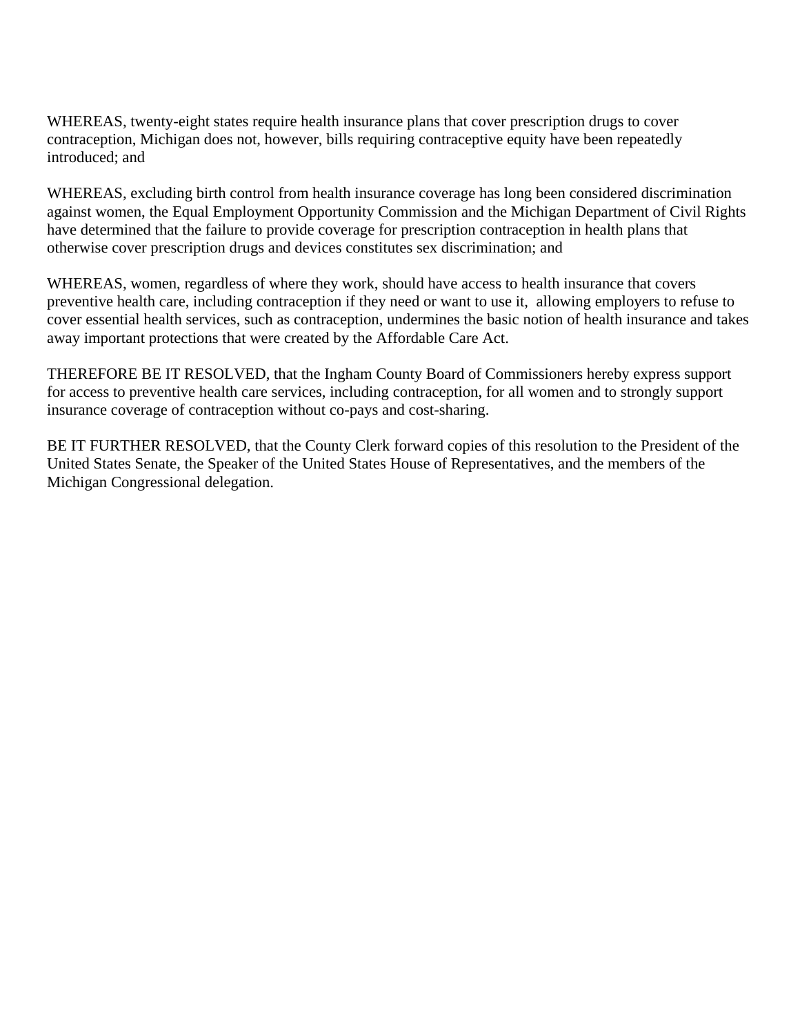WHEREAS, twenty-eight states require health insurance plans that cover prescription drugs to cover contraception, Michigan does not, however, bills requiring contraceptive equity have been repeatedly introduced; and

WHEREAS, excluding birth control from health insurance coverage has long been considered discrimination against women, the Equal Employment Opportunity Commission and the Michigan Department of Civil Rights have determined that the failure to provide coverage for prescription contraception in health plans that otherwise cover prescription drugs and devices constitutes sex discrimination; and

WHEREAS, women, regardless of where they work, should have access to health insurance that covers preventive health care, including contraception if they need or want to use it, allowing employers to refuse to cover essential health services, such as contraception, undermines the basic notion of health insurance and takes away important protections that were created by the Affordable Care Act.

THEREFORE BE IT RESOLVED, that the Ingham County Board of Commissioners hereby express support for access to preventive health care services, including contraception, for all women and to strongly support insurance coverage of contraception without co-pays and cost-sharing.

BE IT FURTHER RESOLVED, that the County Clerk forward copies of this resolution to the President of the United States Senate, the Speaker of the United States House of Representatives, and the members of the Michigan Congressional delegation.